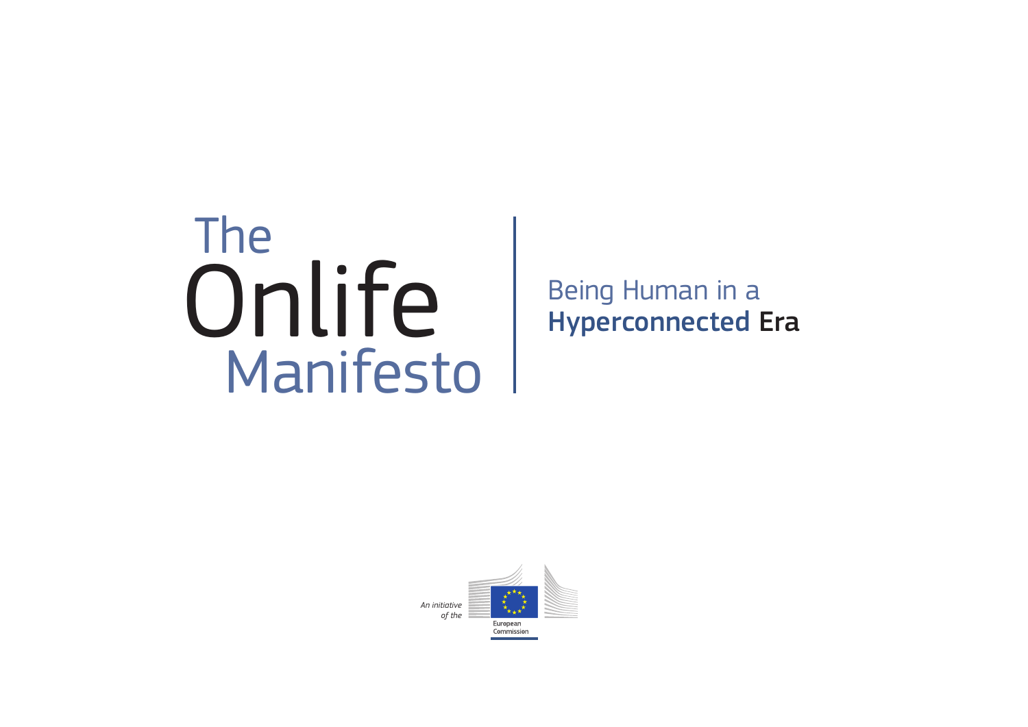# The Onlife Manifesto

## Being Human in a Hyperconnected Era

*An initiative of the* European Commission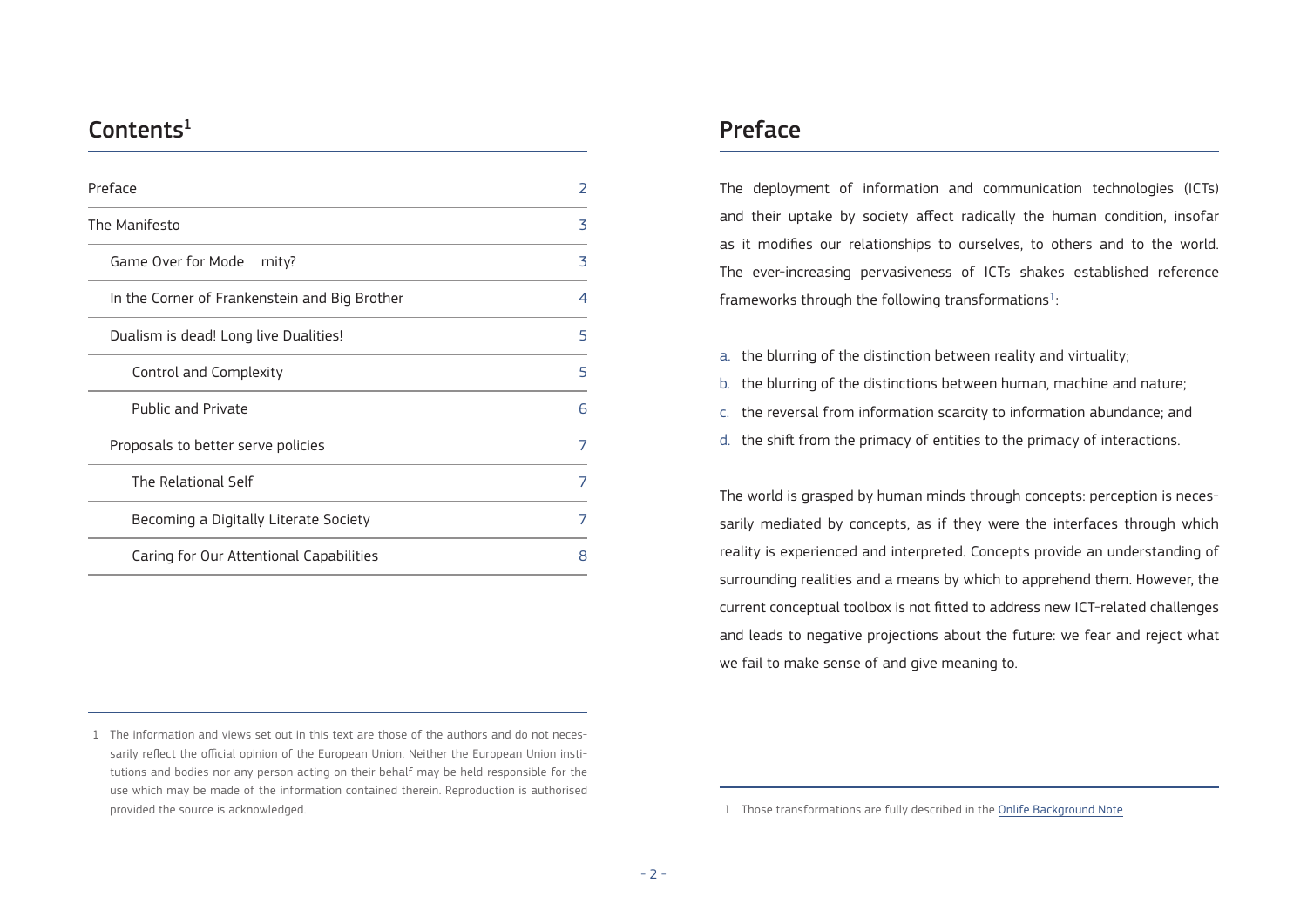## Contents[1]

| | |
|---|---|
| Preface | 2 |
| The Manifesto | 3 |
| Game Over for Mode rnity? | 3 |
| In the Corner of Frankenstein and Big Brother | 4 |
| Dualism is dead! Long live Dualities! | 5 |
| Control and Complexity | 5 |
| Public and Private | 6 |
| Proposals to better serve policies | 7 |
| The Relational Self | 7 |
| Becoming a Digitally Literate Society | 7 |
| Caring for Our Attentional Capabilities | 8 |

1 The information and views set out in this text are those of the authors and do not necessarily reflect the official opinion of the European Union. Neither the European Union institutions and bodies nor any person acting on their behalf may be held responsible for the use which may be made of the information contained therein. Reproduction is authorised provided the source is acknowledged.

## Preface

The deployment of information and communication technologies (ICTs) and their uptake by society affect radically the human condition, insofar as it modifies our relationships to ourselves, to others and to the world. The ever-increasing pervasiveness of ICTs shakes established reference frameworks through the following transformations[1]:

a. the blurring of the distinction between reality and virtuality;
b. the blurring of the distinctions between human, machine and nature;
c. the reversal from information scarcity to information abundance; and
d. the shift from the primacy of entities to the primacy of interactions.

The world is grasped by human minds through concepts: perception is necessarily mediated by concepts, as if they were the interfaces through which reality is experienced and interpreted. Concepts provide an understanding of surrounding realities and a means by which to apprehend them. However, the current conceptual toolbox is not fitted to address new ICT-related challenges and leads to negative projections about the future: we fear and reject what we fail to make sense of and give meaning to.

1 Those transformations are fully described in the Onlife Background Note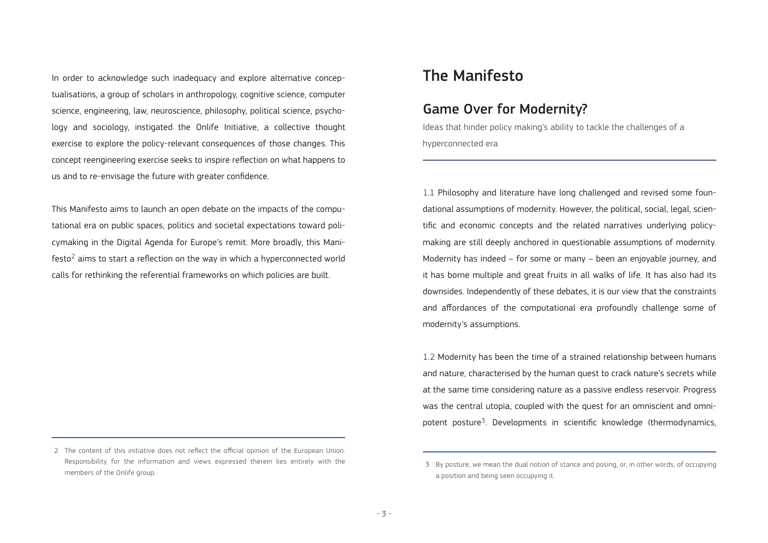In order to acknowledge such inadequacy and explore alternative conceptualisations, a group of scholars in anthropology, cognitive science, computer science, engineering, law, neuroscience, philosophy, political science, psychology and sociology, instigated the Onlife Initiative, a collective thought exercise to explore the policy-relevant consequences of those changes. This concept reengineering exercise seeks to inspire reflection on what happens to us and to re-envisage the future with greater confidence.

This Manifesto aims to launch an open debate on the impacts of the computational era on public spaces, politics and societal expectations toward policymaking in the Digital Agenda for Europe's remit. More broadly, this Manifesto[2] aims to start a reflection on the way in which a hyperconnected world calls for rethinking the referential frameworks on which policies are built.

2 The content of this initiative does not reflect the official opinion of the European Union. Responsibility for the information and views expressed therein lies entirely with the members of the Onlife group.

# The Manifesto

## Game Over for Modernity?

Ideas that hinder policy making's ability to tackle the challenges of a hyperconnected era

1.1 Philosophy and literature have long challenged and revised some foundational assumptions of modernity. However, the political, social, legal, scientific and economic concepts and the related narratives underlying policymaking are still deeply anchored in questionable assumptions of modernity. Modernity has indeed – for some or many – been an enjoyable journey, and it has borne multiple and great fruits in all walks of life. It has also had its downsides. Independently of these debates, it is our view that the constraints and affordances of the computational era profoundly challenge some of modernity's assumptions.

1.2 Modernity has been the time of a strained relationship between humans and nature, characterised by the human quest to crack nature's secrets while at the same time considering nature as a passive endless reservoir. Progress was the central utopia, coupled with the quest for an omniscient and omnipotent posture[3]. Developments in scientific knowledge (thermodynamics,

3 By posture, we mean the dual notion of stance and posing, or, in other words, of occupying a position and being seen occupying it.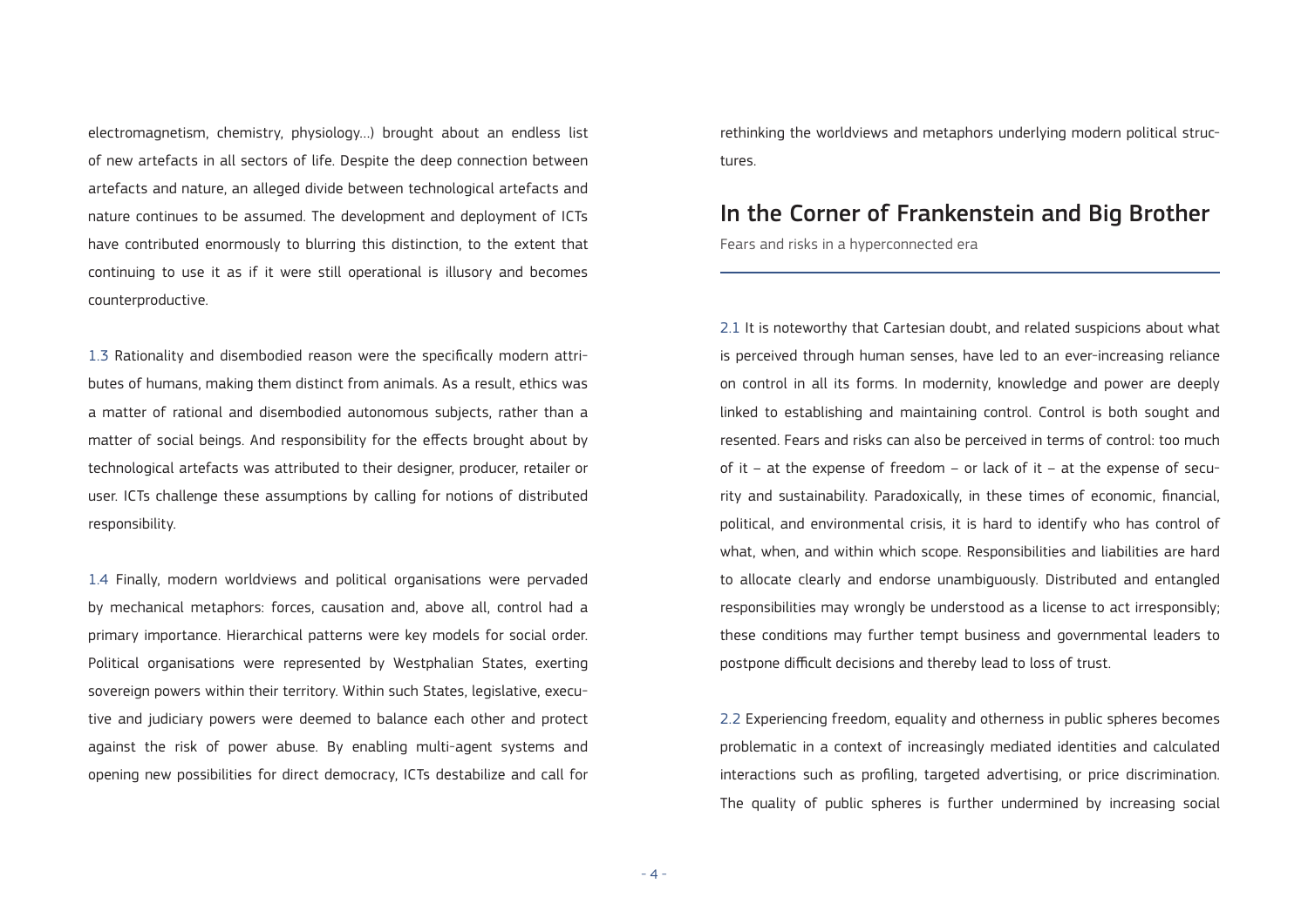electromagnetism, chemistry, physiology…) brought about an endless list of new artefacts in all sectors of life. Despite the deep connection between artefacts and nature, an alleged divide between technological artefacts and nature continues to be assumed. The development and deployment of ICTs have contributed enormously to blurring this distinction, to the extent that continuing to use it as if it were still operational is illusory and becomes counterproductive.

1.3 Rationality and disembodied reason were the specifically modern attributes of humans, making them distinct from animals. As a result, ethics was a matter of rational and disembodied autonomous subjects, rather than a matter of social beings. And responsibility for the effects brought about by technological artefacts was attributed to their designer, producer, retailer or user. ICTs challenge these assumptions by calling for notions of distributed responsibility.

1.4 Finally, modern worldviews and political organisations were pervaded by mechanical metaphors: forces, causation and, above all, control had a primary importance. Hierarchical patterns were key models for social order. Political organisations were represented by Westphalian States, exerting sovereign powers within their territory. Within such States, legislative, executive and judiciary powers were deemed to balance each other and protect against the risk of power abuse. By enabling multi-agent systems and opening new possibilities for direct democracy, ICTs destabilize and call for rethinking the worldviews and metaphors underlying modern political structures.

## In the Corner of Frankenstein and Big Brother

Fears and risks in a hyperconnected era

2.1 It is noteworthy that Cartesian doubt, and related suspicions about what is perceived through human senses, have led to an ever-increasing reliance on control in all its forms. In modernity, knowledge and power are deeply linked to establishing and maintaining control. Control is both sought and resented. Fears and risks can also be perceived in terms of control: too much of it – at the expense of freedom – or lack of it – at the expense of security and sustainability. Paradoxically, in these times of economic, financial, political, and environmental crisis, it is hard to identify who has control of what, when, and within which scope. Responsibilities and liabilities are hard to allocate clearly and endorse unambiguously. Distributed and entangled responsibilities may wrongly be understood as a license to act irresponsibly; these conditions may further tempt business and governmental leaders to postpone difficult decisions and thereby lead to loss of trust.

2.2 Experiencing freedom, equality and otherness in public spheres becomes problematic in a context of increasingly mediated identities and calculated interactions such as profiling, targeted advertising, or price discrimination. The quality of public spheres is further undermined by increasing social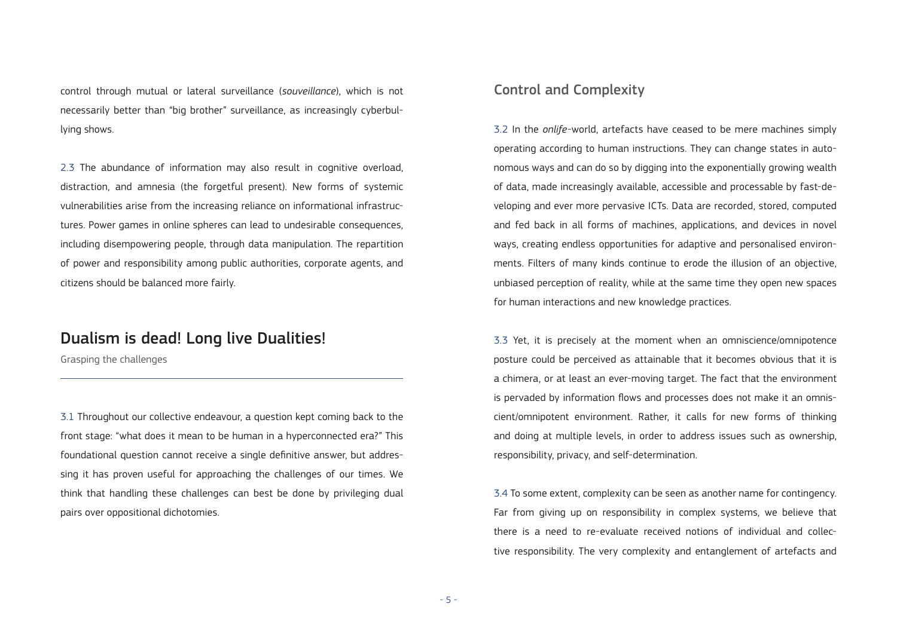control through mutual or lateral surveillance (*souveillance*), which is not necessarily better than "big brother" surveillance, as increasingly cyberbullying shows.

2.3 The abundance of information may also result in cognitive overload, distraction, and amnesia (the forgetful present). New forms of systemic vulnerabilities arise from the increasing reliance on informational infrastructures. Power games in online spheres can lead to undesirable consequences, including disempowering people, through data manipulation. The repartition of power and responsibility among public authorities, corporate agents, and citizens should be balanced more fairly.

## Dualism is dead! Long live Dualities!

Grasping the challenges

3.1 Throughout our collective endeavour, a question kept coming back to the front stage: "what does it mean to be human in a hyperconnected era?" This foundational question cannot receive a single definitive answer, but addressing it has proven useful for approaching the challenges of our times. We think that handling these challenges can best be done by privileging dual pairs over oppositional dichotomies.

### Control and Complexity

3.2 In the *onlife*-world, artefacts have ceased to be mere machines simply operating according to human instructions. They can change states in autonomous ways and can do so by digging into the exponentially growing wealth of data, made increasingly available, accessible and processable by fast-developing and ever more pervasive ICTs. Data are recorded, stored, computed and fed back in all forms of machines, applications, and devices in novel ways, creating endless opportunities for adaptive and personalised environments. Filters of many kinds continue to erode the illusion of an objective, unbiased perception of reality, while at the same time they open new spaces for human interactions and new knowledge practices.

3.3 Yet, it is precisely at the moment when an omniscience/omnipotence posture could be perceived as attainable that it becomes obvious that it is a chimera, or at least an ever-moving target. The fact that the environment is pervaded by information flows and processes does not make it an omniscient/omnipotent environment. Rather, it calls for new forms of thinking and doing at multiple levels, in order to address issues such as ownership, responsibility, privacy, and self-determination.

3.4 To some extent, complexity can be seen as another name for contingency. Far from giving up on responsibility in complex systems, we believe that there is a need to re-evaluate received notions of individual and collective responsibility. The very complexity and entanglement of artefacts and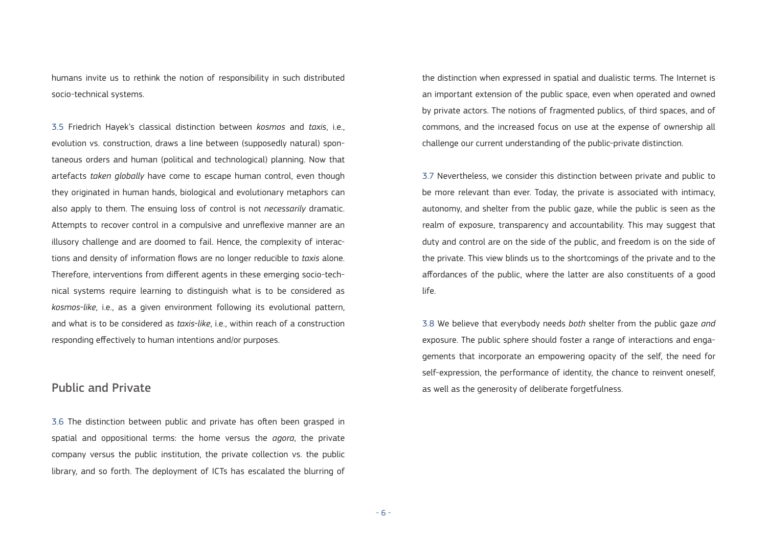humans invite us to rethink the notion of responsibility in such distributed socio-technical systems.

3.5 Friedrich Hayek's classical distinction between *kosmos* and *taxis*, i.e., evolution vs. construction, draws a line between (supposedly natural) spontaneous orders and human (political and technological) planning. Now that artefacts *taken globally* have come to escape human control, even though they originated in human hands, biological and evolutionary metaphors can also apply to them. The ensuing loss of control is not *necessarily* dramatic. Attempts to recover control in a compulsive and unreflexive manner are an illusory challenge and are doomed to fail. Hence, the complexity of interactions and density of information flows are no longer reducible to *taxis* alone. Therefore, interventions from different agents in these emerging socio-technical systems require learning to distinguish what is to be considered as *kosmos-like*, i.e., as a given environment following its evolutional pattern, and what is to be considered as *taxis-like*, i.e., within reach of a construction responding effectively to human intentions and/or purposes.

## Public and Private

3.6 The distinction between public and private has often been grasped in spatial and oppositional terms: the home versus the *agora*, the private company versus the public institution, the private collection vs. the public library, and so forth. The deployment of ICTs has escalated the blurring of the distinction when expressed in spatial and dualistic terms. The Internet is an important extension of the public space, even when operated and owned by private actors. The notions of fragmented publics, of third spaces, and of commons, and the increased focus on use at the expense of ownership all challenge our current understanding of the public-private distinction.

3.7 Nevertheless, we consider this distinction between private and public to be more relevant than ever. Today, the private is associated with intimacy, autonomy, and shelter from the public gaze, while the public is seen as the realm of exposure, transparency and accountability. This may suggest that duty and control are on the side of the public, and freedom is on the side of the private. This view blinds us to the shortcomings of the private and to the affordances of the public, where the latter are also constituents of a good life.

3.8 We believe that everybody needs *both* shelter from the public gaze *and* exposure. The public sphere should foster a range of interactions and engagements that incorporate an empowering opacity of the self, the need for self-expression, the performance of identity, the chance to reinvent oneself, as well as the generosity of deliberate forgetfulness.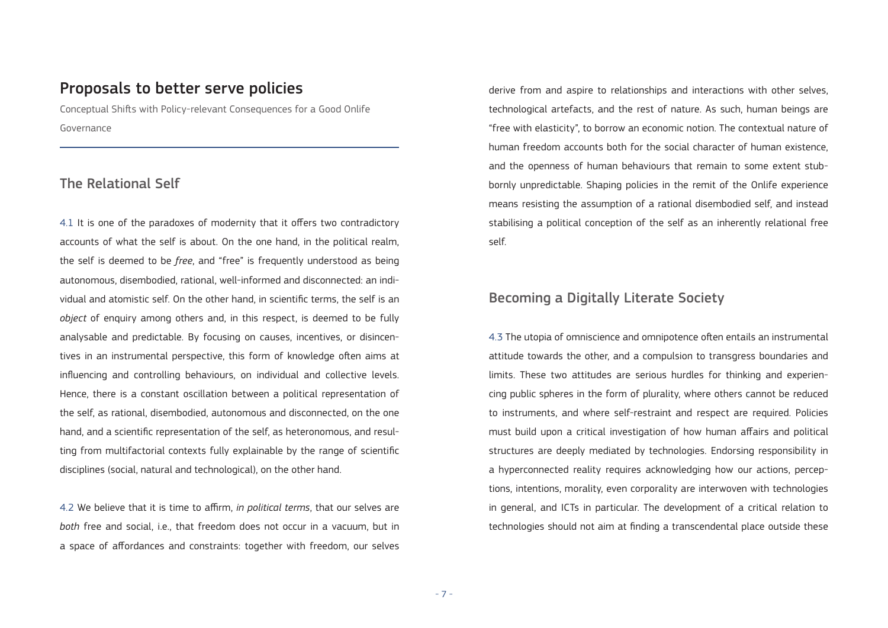## Proposals to better serve policies

Conceptual Shifts with Policy-relevant Consequences for a Good Onlife Governance

### The Relational Self

4.1 It is one of the paradoxes of modernity that it offers two contradictory accounts of what the self is about. On the one hand, in the political realm, the self is deemed to be *free*, and "free" is frequently understood as being autonomous, disembodied, rational, well-informed and disconnected: an individual and atomistic self. On the other hand, in scientific terms, the self is an *object* of enquiry among others and, in this respect, is deemed to be fully analysable and predictable. By focusing on causes, incentives, or disincentives in an instrumental perspective, this form of knowledge often aims at influencing and controlling behaviours, on individual and collective levels. Hence, there is a constant oscillation between a political representation of the self, as rational, disembodied, autonomous and disconnected, on the one hand, and a scientific representation of the self, as heteronomous, and resulting from multifactorial contexts fully explainable by the range of scientific disciplines (social, natural and technological), on the other hand.

4.2 We believe that it is time to affirm, *in political terms*, that our selves are *both* free and social, i.e., that freedom does not occur in a vacuum, but in a space of affordances and constraints: together with freedom, our selves derive from and aspire to relationships and interactions with other selves, technological artefacts, and the rest of nature. As such, human beings are "free with elasticity", to borrow an economic notion. The contextual nature of human freedom accounts both for the social character of human existence, and the openness of human behaviours that remain to some extent stubbornly unpredictable. Shaping policies in the remit of the Onlife experience means resisting the assumption of a rational disembodied self, and instead stabilising a political conception of the self as an inherently relational free self.

### Becoming a Digitally Literate Society

4.3 The utopia of omniscience and omnipotence often entails an instrumental attitude towards the other, and a compulsion to transgress boundaries and limits. These two attitudes are serious hurdles for thinking and experiencing public spheres in the form of plurality, where others cannot be reduced to instruments, and where self-restraint and respect are required. Policies must build upon a critical investigation of how human affairs and political structures are deeply mediated by technologies. Endorsing responsibility in a hyperconnected reality requires acknowledging how our actions, perceptions, intentions, morality, even corporality are interwoven with technologies in general, and ICTs in particular. The development of a critical relation to technologies should not aim at finding a transcendental place outside these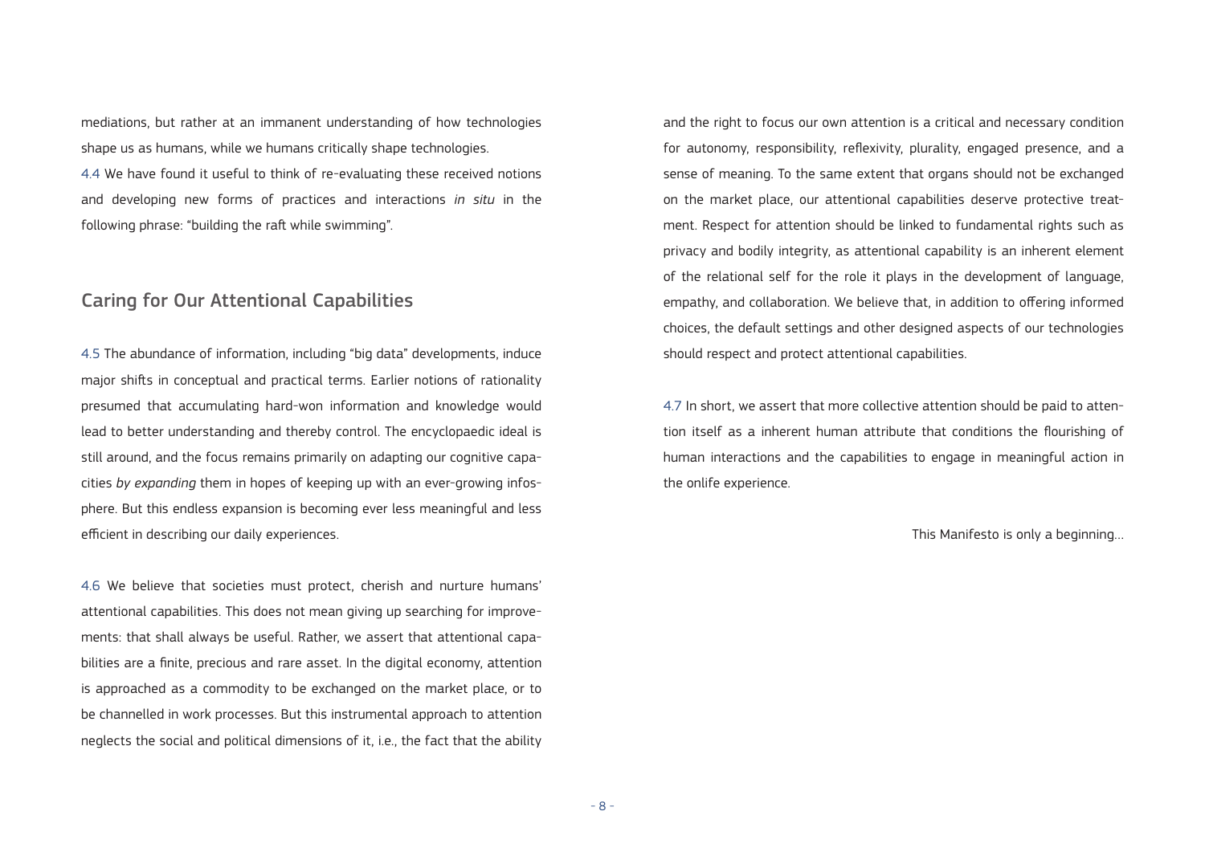mediations, but rather at an immanent understanding of how technologies shape us as humans, while we humans critically shape technologies.

4.4 We have found it useful to think of re-evaluating these received notions and developing new forms of practices and interactions *in situ* in the following phrase: "building the raft while swimming".

## Caring for Our Attentional Capabilities

4.5 The abundance of information, including "big data" developments, induce major shifts in conceptual and practical terms. Earlier notions of rationality presumed that accumulating hard-won information and knowledge would lead to better understanding and thereby control. The encyclopaedic ideal is still around, and the focus remains primarily on adapting our cognitive capacities *by expanding* them in hopes of keeping up with an ever-growing infosphere. But this endless expansion is becoming ever less meaningful and less efficient in describing our daily experiences.

4.6 We believe that societies must protect, cherish and nurture humans' attentional capabilities. This does not mean giving up searching for improvements: that shall always be useful. Rather, we assert that attentional capabilities are a finite, precious and rare asset. In the digital economy, attention is approached as a commodity to be exchanged on the market place, or to be channelled in work processes. But this instrumental approach to attention neglects the social and political dimensions of it, i.e., the fact that the ability and the right to focus our own attention is a critical and necessary condition for autonomy, responsibility, reflexivity, plurality, engaged presence, and a sense of meaning. To the same extent that organs should not be exchanged on the market place, our attentional capabilities deserve protective treatment. Respect for attention should be linked to fundamental rights such as privacy and bodily integrity, as attentional capability is an inherent element of the relational self for the role it plays in the development of language, empathy, and collaboration. We believe that, in addition to offering informed choices, the default settings and other designed aspects of our technologies should respect and protect attentional capabilities.

4.7 In short, we assert that more collective attention should be paid to attention itself as a inherent human attribute that conditions the flourishing of human interactions and the capabilities to engage in meaningful action in the onlife experience.

This Manifesto is only a beginning…